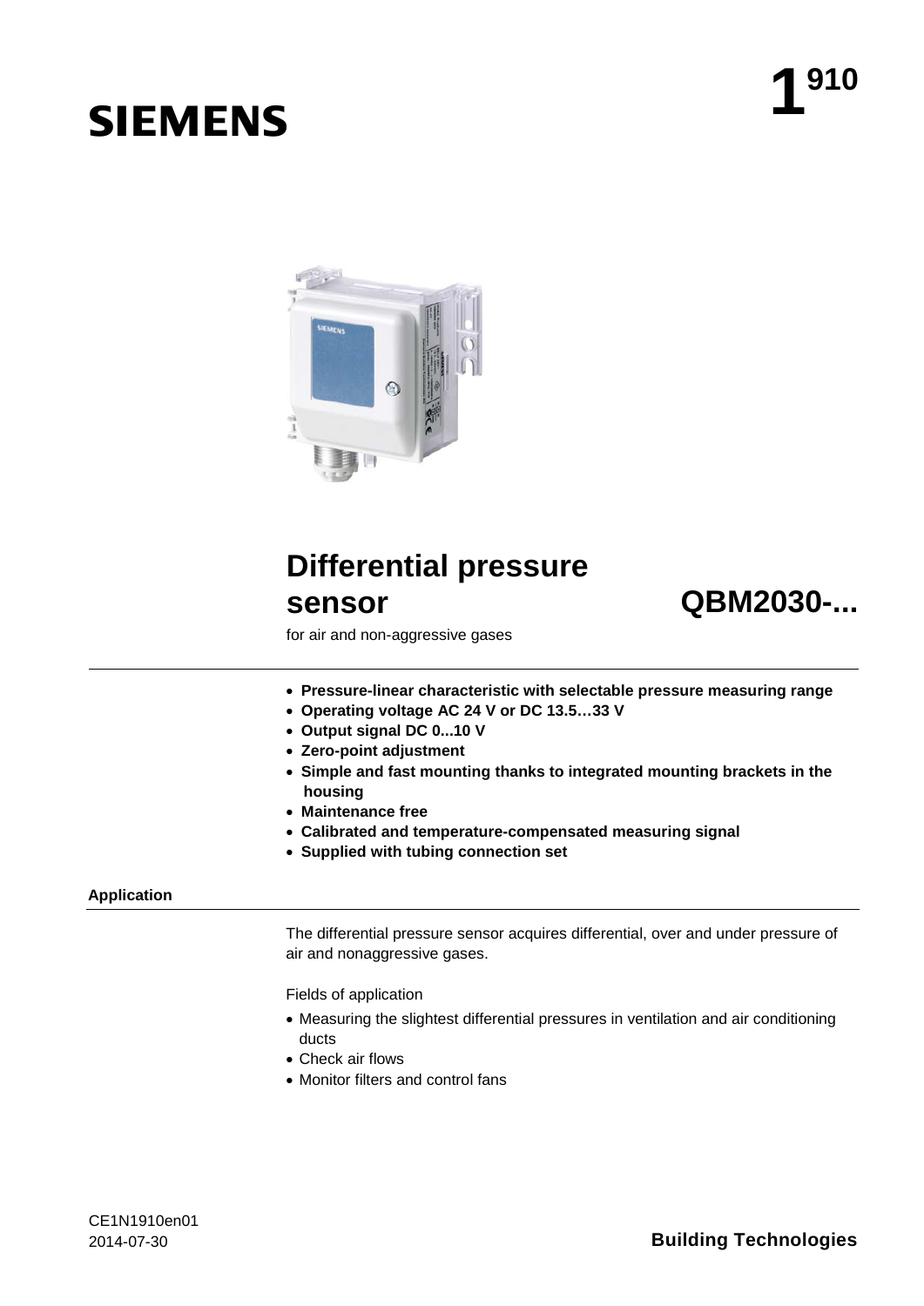# SIEMENS

# 1[910]

## Differential pressure sensor QBM2030-...

for air and non-aggressive gases

- **Pressure-linear characteristic with selectable pressure measuring range**
- **Operating voltage AC 24 V or DC 13.5…33 V**
- **Output signal DC 0...10 V**
- **Zero-point adjustment**
- **Simple and fast mounting thanks to integrated mounting brackets in the housing**
- **Maintenance free**
- **Calibrated and temperature-compensated measuring signal**
- **Supplied with tubing connection set**

### Application

The differential pressure sensor acquires differential, over and under pressure of air and nonaggressive gases.

Fields of application

- Measuring the slightest differential pressures in ventilation and air conditioning ducts
- Check air flows
- Monitor filters and control fans

CE1N1910en01
2014-07-30

**Building Technologies**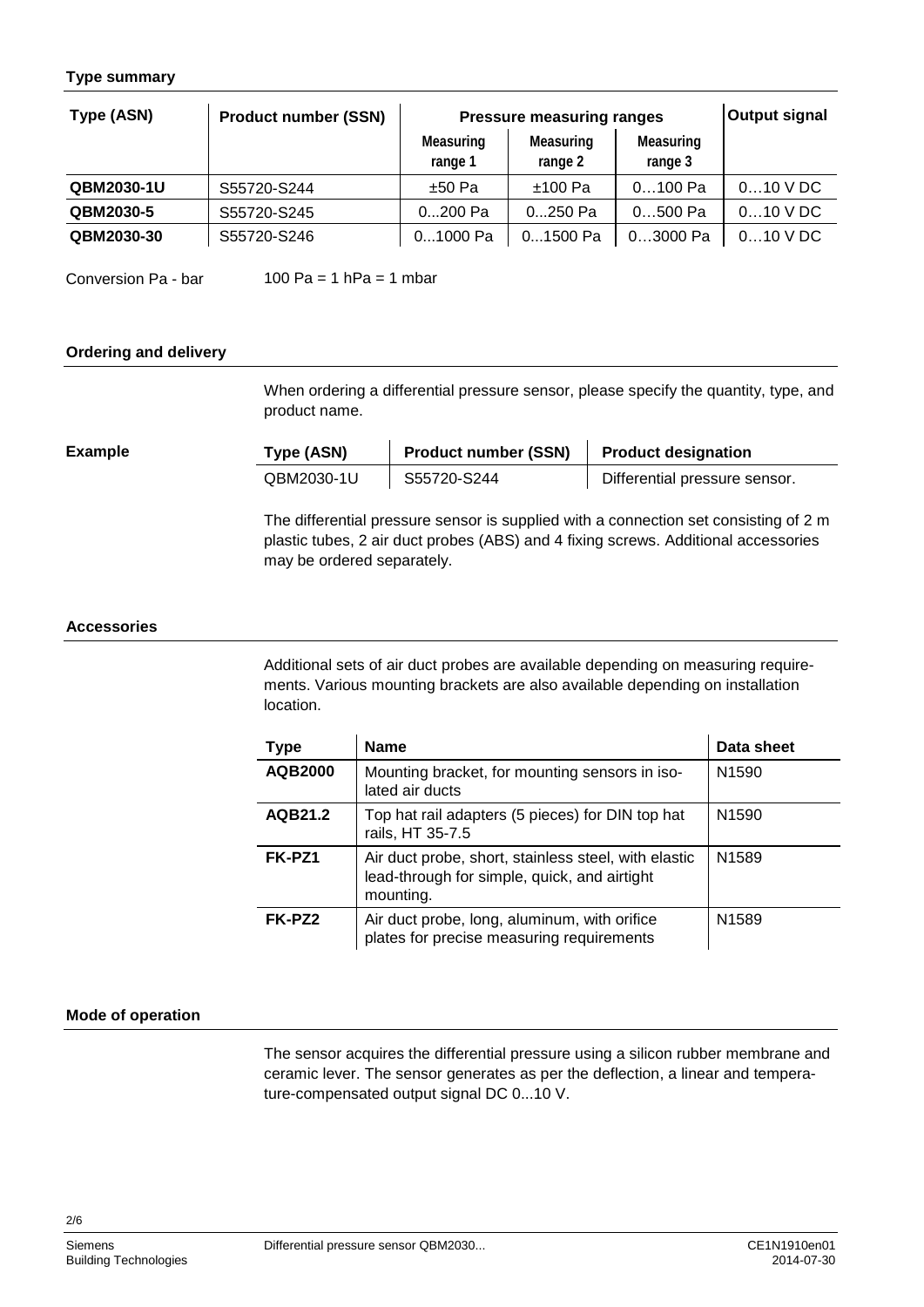## Type summary

| Type (ASN) | Product number (SSN) | Pressure measuring ranges | | | Output signal |
|---|---|---|---|---|---|
| | | Measuring range 1 | Measuring range 2 | Measuring range 3 | |
| **QBM2030-1U** | S55720-S244 | ±50 Pa | ±100 Pa | 0…100 Pa | 0…10 V DC |
| **QBM2030-5** | S55720-S245 | 0...200 Pa | 0...250 Pa | 0…500 Pa | 0…10 V DC |
| **QBM2030-30** | S55720-S246 | 0...1000 Pa | 0...1500 Pa | 0…3000 Pa | 0…10 V DC |

Conversion Pa - bar     100 Pa = 1 hPa = 1 mbar

## Ordering and delivery

When ordering a differential pressure sensor, please specify the quantity, type, and product name.

**Example**

| Type (ASN) | Product number (SSN) | Product designation |
|---|---|---|
| QBM2030-1U | S55720-S244 | Differential pressure sensor. |

The differential pressure sensor is supplied with a connection set consisting of 2 m plastic tubes, 2 air duct probes (ABS) and 4 fixing screws. Additional accessories may be ordered separately.

## Accessories

Additional sets of air duct probes are available depending on measuring requirements. Various mounting brackets are also available depending on installation location.

| Type | Name | Data sheet |
|---|---|---|
| **AQB2000** | Mounting bracket, for mounting sensors in isolated air ducts | N1590 |
| **AQB21.2** | Top hat rail adapters (5 pieces) for DIN top hat rails, HT 35-7.5 | N1590 |
| **FK-PZ1** | Air duct probe, short, stainless steel, with elastic lead-through for simple, quick, and airtight mounting. | N1589 |
| **FK-PZ2** | Air duct probe, long, aluminum, with orifice plates for precise measuring requirements | N1589 |

## Mode of operation

The sensor acquires the differential pressure using a silicon rubber membrane and ceramic lever. The sensor generates as per the deflection, a linear and temperature-compensated output signal DC 0...10 V.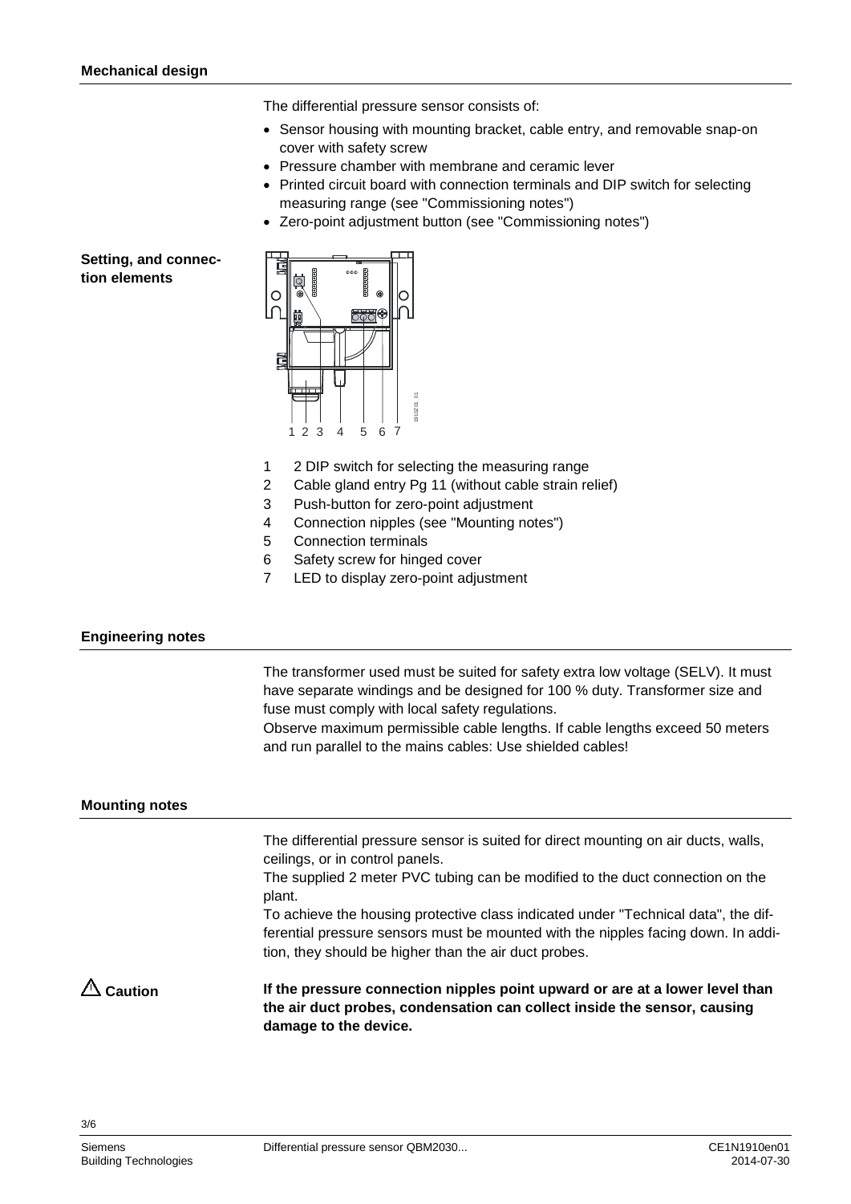## Mechanical design

The differential pressure sensor consists of:

- Sensor housing with mounting bracket, cable entry, and removable snap-on cover with safety screw
- Pressure chamber with membrane and ceramic lever
- Printed circuit board with connection terminals and DIP switch for selecting measuring range (see "Commissioning notes")
- Zero-point adjustment button (see "Commissioning notes")

### Setting, and connection elements

1. 2 DIP switch for selecting the measuring range
2. Cable gland entry Pg 11 (without cable strain relief)
3. Push-button for zero-point adjustment
4. Connection nipples (see "Mounting notes")
5. Connection terminals
6. Safety screw for hinged cover
7. LED to display zero-point adjustment

## Engineering notes

The transformer used must be suited for safety extra low voltage (SELV). It must have separate windings and be designed for 100 % duty. Transformer size and fuse must comply with local safety regulations.
Observe maximum permissible cable lengths. If cable lengths exceed 50 meters and run parallel to the mains cables: Use shielded cables!

## Mounting notes

The differential pressure sensor is suited for direct mounting on air ducts, walls, ceilings, or in control panels.
The supplied 2 meter PVC tubing can be modified to the duct connection on the plant.
To achieve the housing protective class indicated under "Technical data", the differential pressure sensors must be mounted with the nipples facing down. In addition, they should be higher than the air duct probes.

**⚠ Caution**

**If the pressure connection nipples point upward or are at a lower level than the air duct probes, condensation can collect inside the sensor, causing damage to the device.**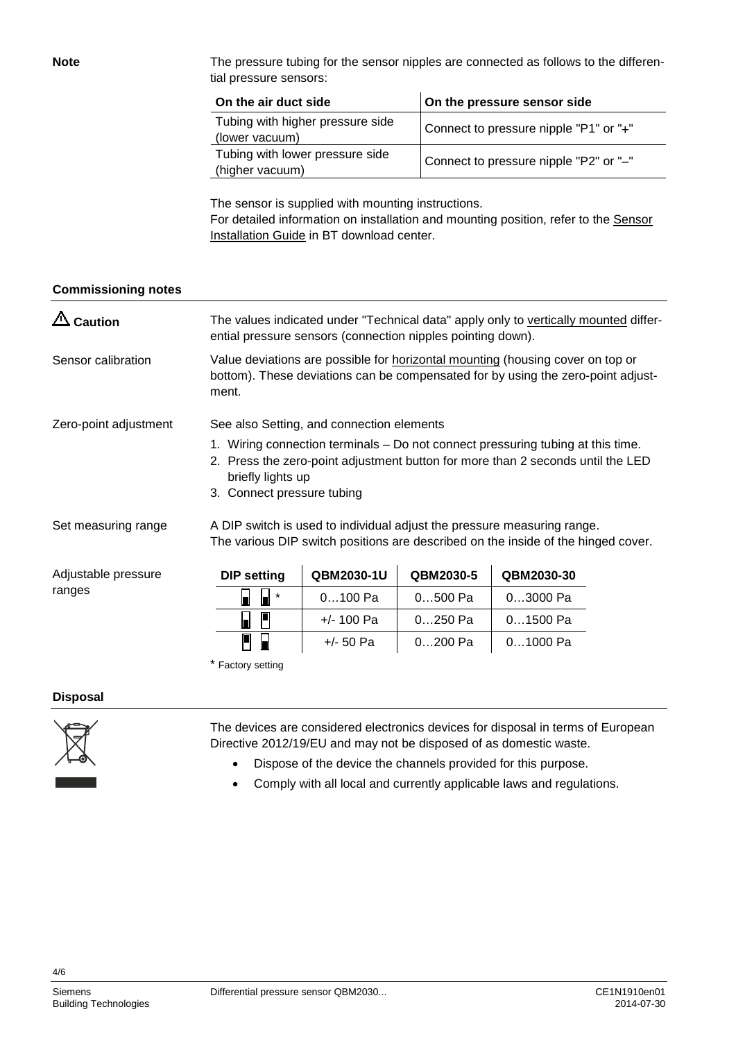**Note**

The pressure tubing for the sensor nipples are connected as follows to the differential pressure sensors:

| On the air duct side | On the pressure sensor side |
|---|---|
| Tubing with higher pressure side (lower vacuum) | Connect to pressure nipple "P1" or "+" |
| Tubing with lower pressure side (higher vacuum) | Connect to pressure nipple "P2" or "–" |

The sensor is supplied with mounting instructions.
For detailed information on installation and mounting position, refer to the Sensor Installation Guide in BT download center.

## Commissioning notes

**⚠ Caution**

The values indicated under "Technical data" apply only to vertically mounted differential pressure sensors (connection nipples pointing down).

**Sensor calibration**

Value deviations are possible for horizontal mounting (housing cover on top or bottom). These deviations can be compensated for by using the zero-point adjustment.

**Zero-point adjustment**

See also Setting, and connection elements

1. Wiring connection terminals – Do not connect pressuring tubing at this time.
2. Press the zero-point adjustment button for more than 2 seconds until the LED briefly lights up
3. Connect pressure tubing

**Set measuring range**

A DIP switch is used to individual adjust the pressure measuring range.
The various DIP switch positions are described on the inside of the hinged cover.

**Adjustable pressure ranges**

| DIP setting | QBM2030-1U | QBM2030-5 | QBM2030-30 |
|---|---|---|---|
| ▄ ▄ * | 0…100 Pa | 0…500 Pa | 0…3000 Pa |
| ▄ ▀ | +/- 100 Pa | 0…250 Pa | 0…1500 Pa |
| ▀ ▄ | +/- 50 Pa | 0…200 Pa | 0…1000 Pa |

* Factory setting

## Disposal

The devices are considered electronics devices for disposal in terms of European Directive 2012/19/EU and may not be disposed of as domestic waste.

- Dispose of the device the channels provided for this purpose.
- Comply with all local and currently applicable laws and regulations.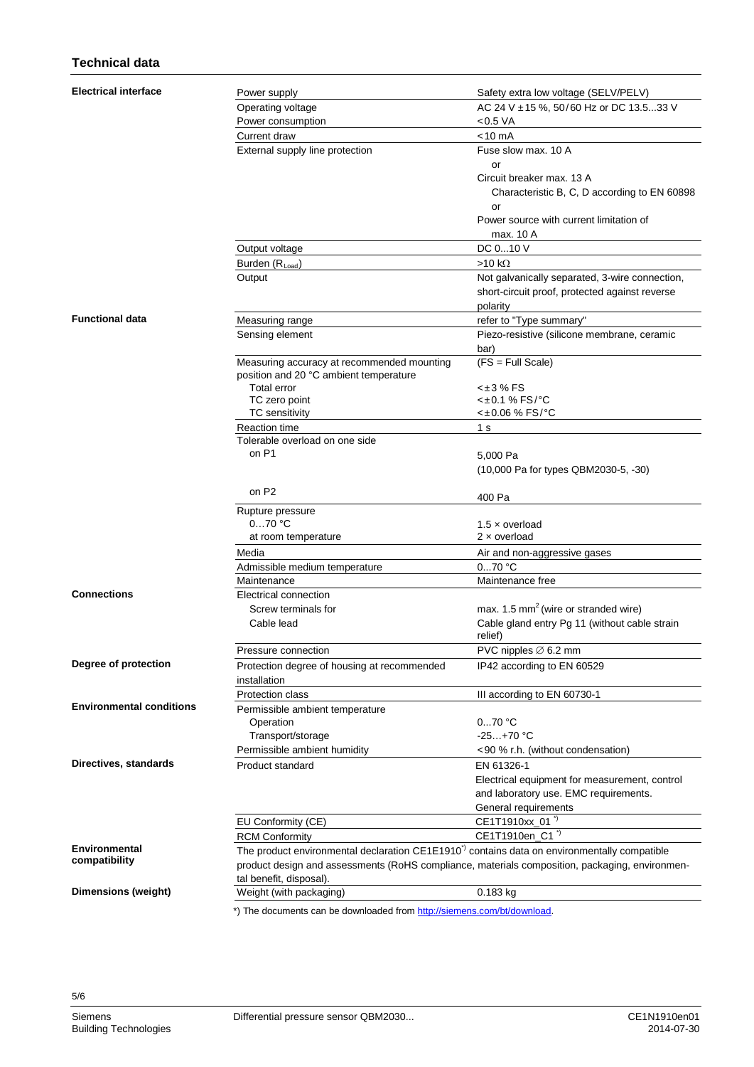## Technical data

| Category | Parameter | Value |
|---|---|---|
| **Electrical interface** | Power supply | Safety extra low voltage (SELV/PELV) |
| | Operating voltage | AC 24 V ±15 %, 50/60 Hz or DC 13.5...33 V |
| | Power consumption | <0.5 VA |
| | Current draw | <10 mA |
| | External supply line protection | Fuse slow max. 10 A<br>or<br>Circuit breaker max. 13 A<br>Characteristic B, C, D according to EN 60898<br>or<br>Power source with current limitation of max. 10 A |
| | Output voltage | DC 0...10 V |
| | Burden ($R_{Load}$) | >10 kΩ |
| | Output | Not galvanically separated, 3-wire connection, short-circuit proof, protected against reverse polarity |
| **Functional data** | Measuring range | refer to "Type summary" |
| | Sensing element | Piezo-resistive (silicone membrane, ceramic bar) |
| | Measuring accuracy at recommended mounting position and 20 °C ambient temperature | (FS = Full Scale) |
| | Total error | <±3 % FS |
| | TC zero point | <±0.1 % FS/°C |
| | TC sensitivity | <±0.06 % FS/°C |
| | Reaction time | 1 s |
| | Tolerable overload on one side | |
| | on P1 | 5,000 Pa<br>(10,000 Pa for types QBM2030-5, -30) |
| | on P2 | 400 Pa |
| | Rupture pressure | |
| | 0…70 °C | 1.5 × overload |
| | at room temperature | 2 × overload |
| | Media | Air and non-aggressive gases |
| | Admissible medium temperature | 0...70 °C |
| | Maintenance | Maintenance free |
| **Connections** | Electrical connection | |
| | Screw terminals for | max. 1.5 mm² (wire or stranded wire) |
| | Cable lead | Cable gland entry Pg 11 (without cable strain relief) |
| | Pressure connection | PVC nipples ∅ 6.2 mm |
| **Degree of protection** | Protection degree of housing at recommended installation | IP42 according to EN 60529 |
| | Protection class | III according to EN 60730-1 |
| **Environmental conditions** | Permissible ambient temperature | |
| | Operation | 0...70 °C |
| | Transport/storage | -25…+70 °C |
| | Permissible ambient humidity | <90 % r.h. (without condensation) |
| **Directives, standards** | Product standard | EN 61326-1<br>Electrical equipment for measurement, control and laboratory use. EMC requirements.<br>General requirements |
| | EU Conformity (CE) | CE1T1910xx_01 *) |
| | RCM Conformity | CE1T1910en_C1 *) |
| **Environmental compatibility** | The product environmental declaration CE1E1910*) contains data on environmentally compatible product design and assessments (RoHS compliance, materials composition, packaging, environmental benefit, disposal). | |
| **Dimensions (weight)** | Weight (with packaging) | 0.183 kg |

*) The documents can be downloaded from http://siemens.com/bt/download.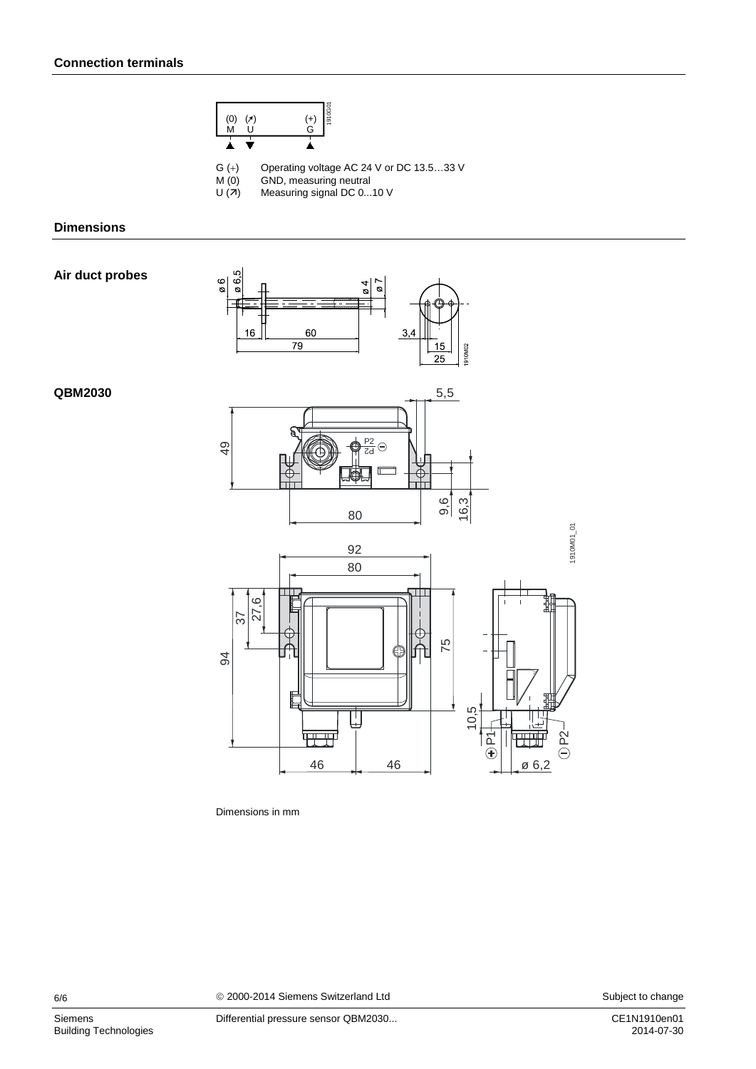## Connection terminals

(0) (↗) (+)
M U G

1910G01

G (+) Operating voltage AC 24 V or DC 13.5…33 V
M (0) GND, measuring neutral
U (↗) Measuring signal DC 0...10 V

## Dimensions

**Air duct probes**

ø 6
ø 6,5
ø 4
ø 7
16
60
79
3,4
15
25
1910M02

**QBM2030**

5,5
49
P2
9,6
16,3
80
92
80
37
27,6
94
75
10,5
P1
P2
46
46
ø 6,2
1910M01_01

Dimensions in mm